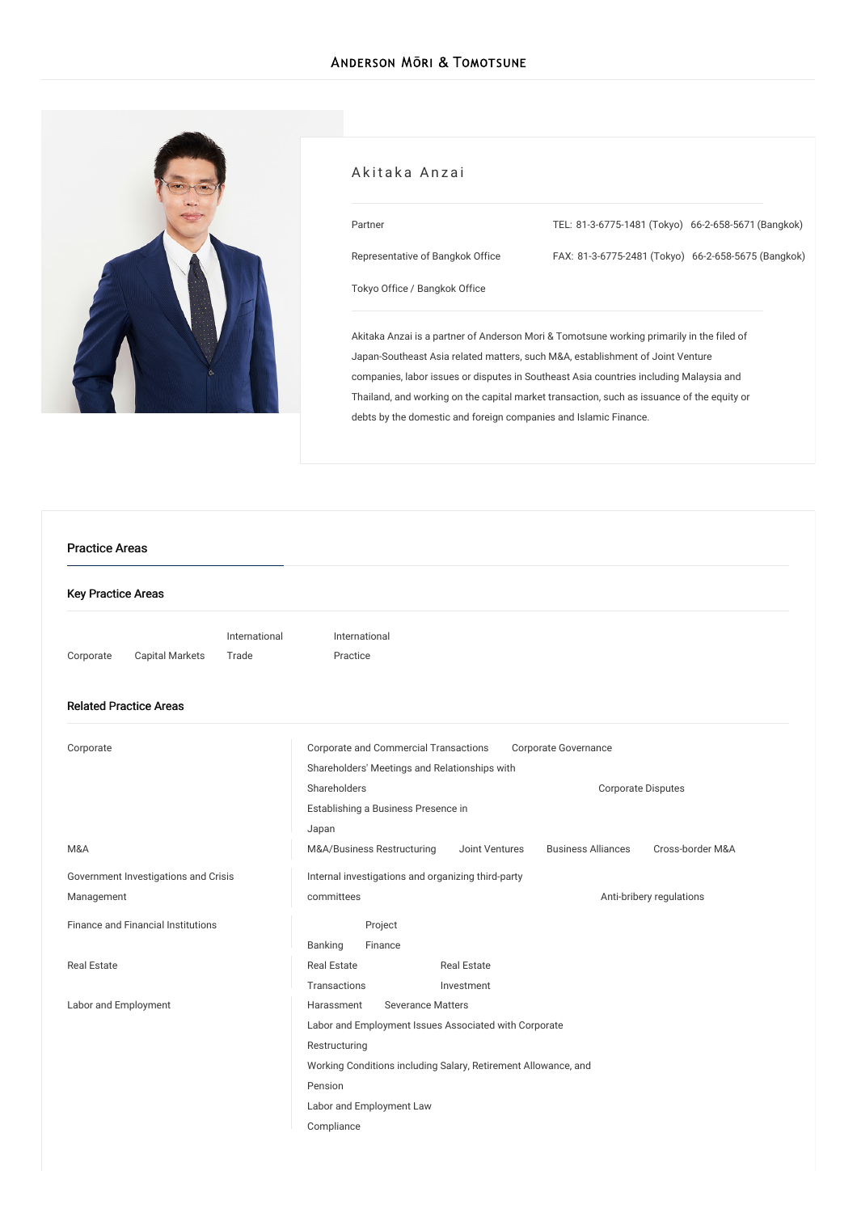# Akitaka Anzai

Partner

Representative of Bangkok Office

Tokyo Office / Bangkok Office

TEL: 81-3-6775-1481 (Tokyo) 66-2-658-5671 (Bangkok)

FAX: 81-3-6775-2481 (Tokyo) 66-2-658-5675 (Bangkok)

Akitaka Anzai is a partner of Anderson Mori & Tomotsune working primarily in the filed of Japan-Southeast Asia related matters, such M&A, establishment of Joint Venture companies, labor issues or disputes in Southeast Asia countries including Malaysia and Thailand, and working on the capital market transaction, such as issuance of the equity or debts by the domestic and foreign companies and Islamic Finance.

## Practice Areas

### Key Practice Areas

- Corporate
- Capital Markets
- International Trade
- International Practice

### Related Practice Areas

| Area | Related Practice Areas |
| --- | --- |
| Corporate | Corporate and Commercial Transactions; Corporate Governance; Shareholders' Meetings and Relationships with Shareholders; Corporate Disputes; Establishing a Business Presence in Japan |
| M&A | M&A/Business Restructuring; Joint Ventures; Business Alliances; Cross-border M&A |
| Government Investigations and Crisis Management | Internal investigations and organizing third-party committees; Anti-bribery regulations |
| Finance and Financial Institutions | Banking; Project Finance |
| Real Estate | Real Estate Transactions; Real Estate Investment |
| Labor and Employment | Harassment; Severance Matters; Labor and Employment Issues Associated with Corporate Restructuring; Working Conditions including Salary, Retirement Allowance, and Pension; Labor and Employment Law Compliance |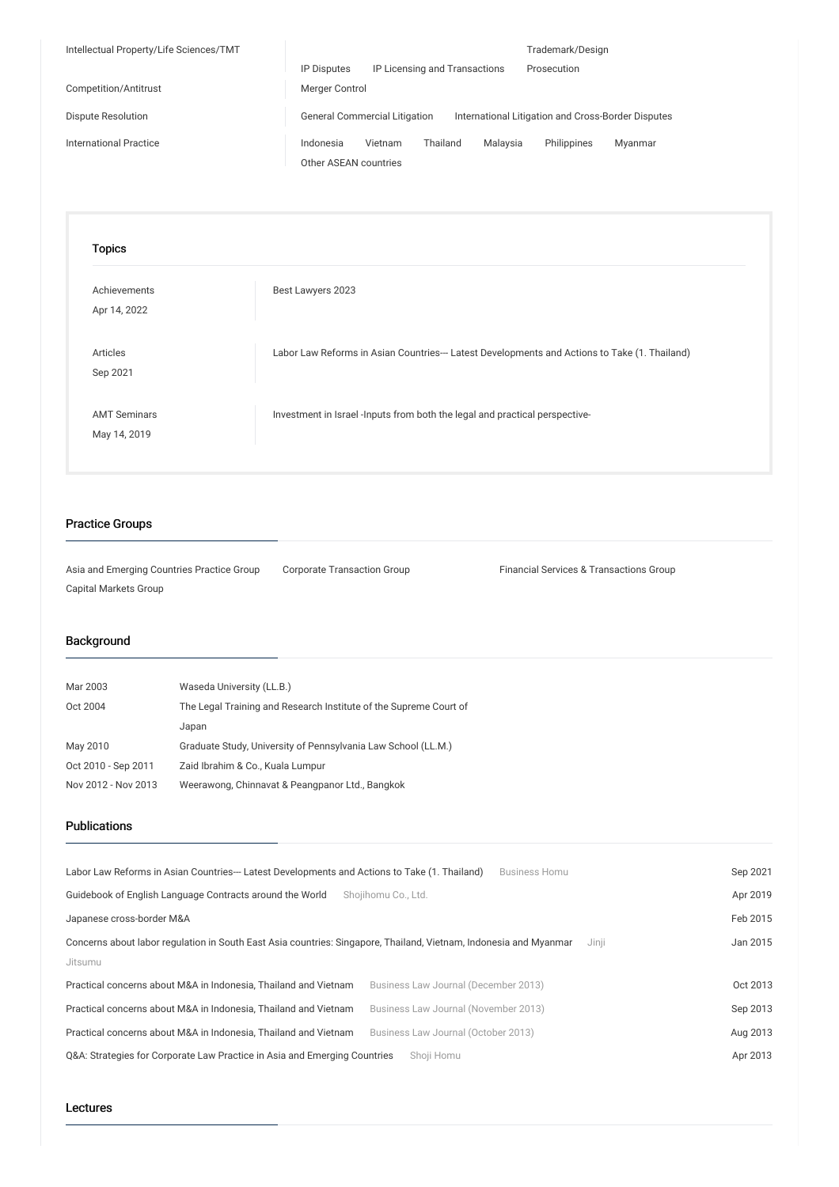| | |
|---|---|
| Intellectual Property/Life Sciences/TMT | IP Disputes &nbsp; IP Licensing and Transactions &nbsp; Trademark/Design Prosecution |
| Competition/Antitrust | Merger Control |
| Dispute Resolution | General Commercial Litigation &nbsp; International Litigation and Cross-Border Disputes |
| International Practice | Indonesia &nbsp; Vietnam &nbsp; Thailand &nbsp; Malaysia &nbsp; Philippines &nbsp; Myanmar &nbsp; Other ASEAN countries |

### Topics

| | |
|---|---|
| Achievements<br>Apr 14, 2022 | Best Lawyers 2023 |
| Articles<br>Sep 2021 | Labor Law Reforms in Asian Countries--- Latest Developments and Actions to Take (1. Thailand) |
| AMT Seminars<br>May 14, 2019 | Investment in Israel -Inputs from both the legal and practical perspective- |

## Practice Groups

Asia and Emerging Countries Practice Group &nbsp; Corporate Transaction Group &nbsp; Financial Services & Transactions Group &nbsp; Capital Markets Group

## Background

| | |
|---|---|
| Mar 2003 | Waseda University (LL.B.) |
| Oct 2004 | The Legal Training and Research Institute of the Supreme Court of Japan |
| May 2010 | Graduate Study, University of Pennsylvania Law School (LL.M.) |
| Oct 2010 - Sep 2011 | Zaid Ibrahim & Co., Kuala Lumpur |
| Nov 2012 - Nov 2013 | Weerawong, Chinnavat & Peangpanor Ltd., Bangkok |

## Publications

| | | |
|---|---|---|
| Labor Law Reforms in Asian Countries--- Latest Developments and Actions to Take (1. Thailand) | Business Homu | Sep 2021 |
| Guidebook of English Language Contracts around the World | Shojihomu Co., Ltd. | Apr 2019 |
| Japanese cross-border M&A | | Feb 2015 |
| Concerns about labor regulation in South East Asia countries: Singapore, Thailand, Vietnam, Indonesia and Myanmar | Jinji Jitsumu | Jan 2015 |
| Practical concerns about M&A in Indonesia, Thailand and Vietnam | Business Law Journal (December 2013) | Oct 2013 |
| Practical concerns about M&A in Indonesia, Thailand and Vietnam | Business Law Journal (November 2013) | Sep 2013 |
| Practical concerns about M&A in Indonesia, Thailand and Vietnam | Business Law Journal (October 2013) | Aug 2013 |
| Q&A: Strategies for Corporate Law Practice in Asia and Emerging Countries | Shoji Homu | Apr 2013 |

## Lectures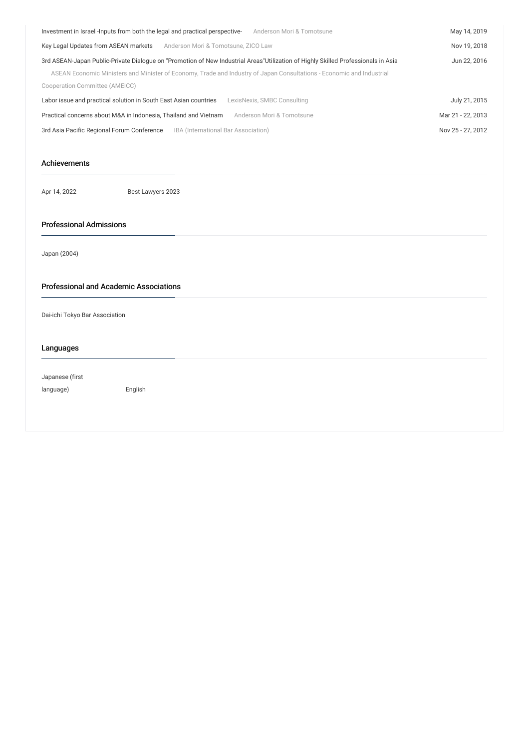| | | |
|---|---|---|
| Investment in Israel -Inputs from both the legal and practical perspective- | Anderson Mori & Tomotsune | May 14, 2019 |
| Key Legal Updates from ASEAN markets | Anderson Mori & Tomotsune, ZICO Law | Nov 19, 2018 |
| 3rd ASEAN-Japan Public-Private Dialogue on "Promotion of New Industrial Areas"Utilization of Highly Skilled Professionals in Asia | ASEAN Economic Ministers and Minister of Economy, Trade and Industry of Japan Consultations - Economic and Industrial Cooperation Committee (AMEICC) | Jun 22, 2016 |
| Labor issue and practical solution in South East Asian countries | LexisNexis, SMBC Consulting | July 21, 2015 |
| Practical concerns about M&A in Indonesia, Thailand and Vietnam | Anderson Mori & Tomotsune | Mar 21 - 22, 2013 |
| 3rd Asia Pacific Regional Forum Conference | IBA (International Bar Association) | Nov 25 - 27, 2012 |

## Achievements

Apr 14, 2022 Best Lawyers 2023

## Professional Admissions

Japan (2004)

## Professional and Academic Associations

Dai-ichi Tokyo Bar Association

## Languages

Japanese (first language)

English